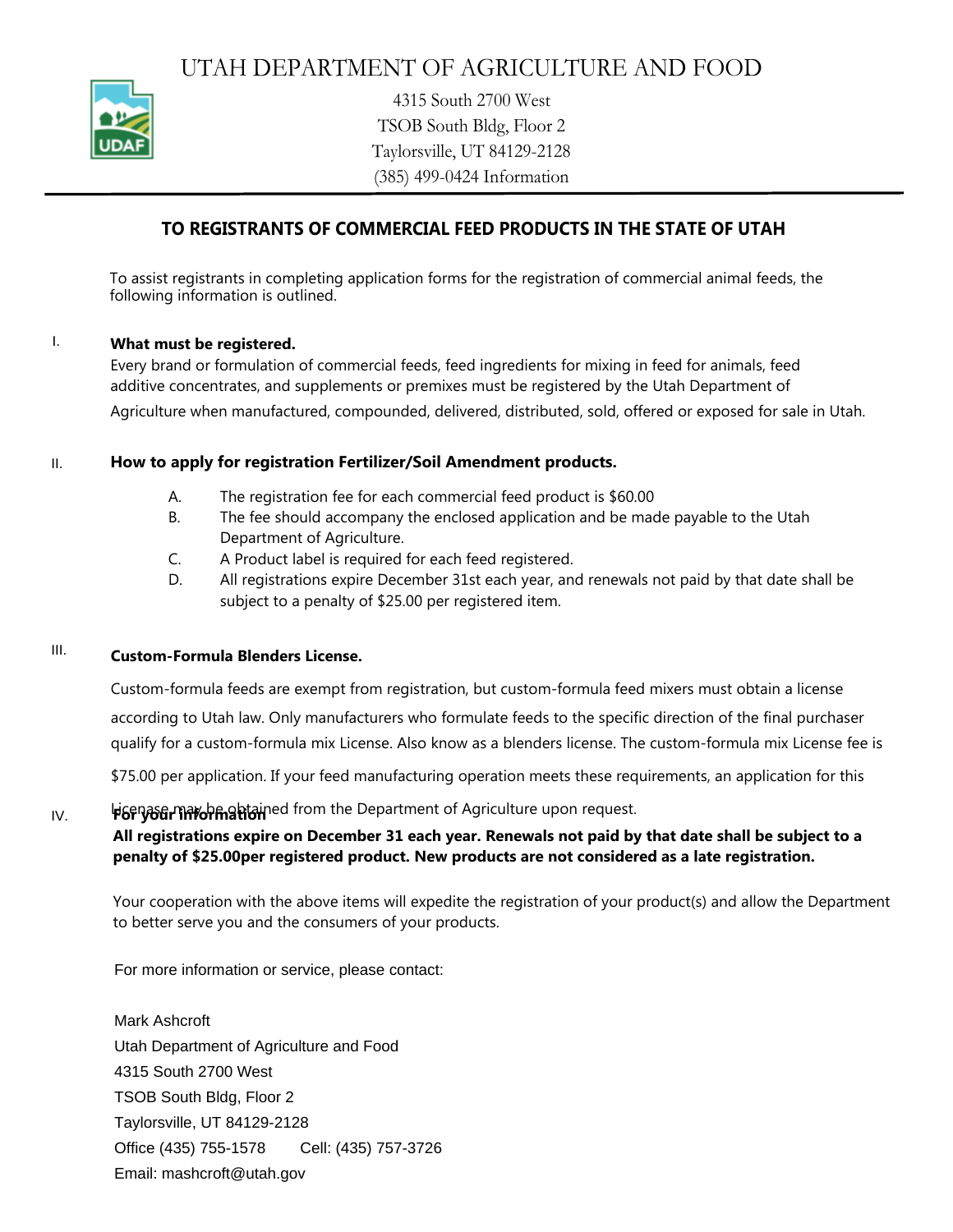# UTAH DEPARTMENT OF AGRICULTURE AND FOOD

4315 South 2700 West
TSOB South Bldg, Floor 2
Taylorsville, UT 84129-2128
(385) 499-0424 Information

## TO REGISTRANTS OF COMMERCIAL FEED PRODUCTS IN THE STATE OF UTAH

To assist registrants in completing application forms for the registration of commercial animal feeds, the following information is outlined.

I. **What must be registered.**

Every brand or formulation of commercial feeds, feed ingredients for mixing in feed for animals, feed additive concentrates, and supplements or premixes must be registered by the Utah Department of Agriculture when manufactured, compounded, delivered, distributed, sold, offered or exposed for sale in Utah.

II. **How to apply for registration Fertilizer/Soil Amendment products.**

A. The registration fee for each commercial feed product is $60.00
B. The fee should accompany the enclosed application and be made payable to the Utah Department of Agriculture.
C. A Product label is required for each feed registered.
D. All registrations expire December 31st each year, and renewals not paid by that date shall be subject to a penalty of $25.00 per registered item.

III. **Custom-Formula Blenders License.**

Custom-formula feeds are exempt from registration, but custom-formula feed mixers must obtain a license according to Utah law. Only manufacturers who formulate feeds to the specific direction of the final purchaser qualify for a custom-formula mix License. Also know as a blenders license. The custom-formula mix License fee is $75.00 per application. If your feed manufacturing operation meets these requirements, an application for this License may be obtained from the Department of Agriculture upon request.

IV. **For your information**

**All registrations expire on December 31 each year. Renewals not paid by that date shall be subject to a penalty of $25.00per registered product. New products are not considered as a late registration.**

Your cooperation with the above items will expedite the registration of your product(s) and allow the Department to better serve you and the consumers of your products.

For more information or service, please contact:

Mark Ashcroft
Utah Department of Agriculture and Food
4315 South 2700 West
TSOB South Bldg, Floor 2
Taylorsville, UT 84129-2128
Office (435) 755-1578 Cell: (435) 757-3726
Email: mashcroft@utah.gov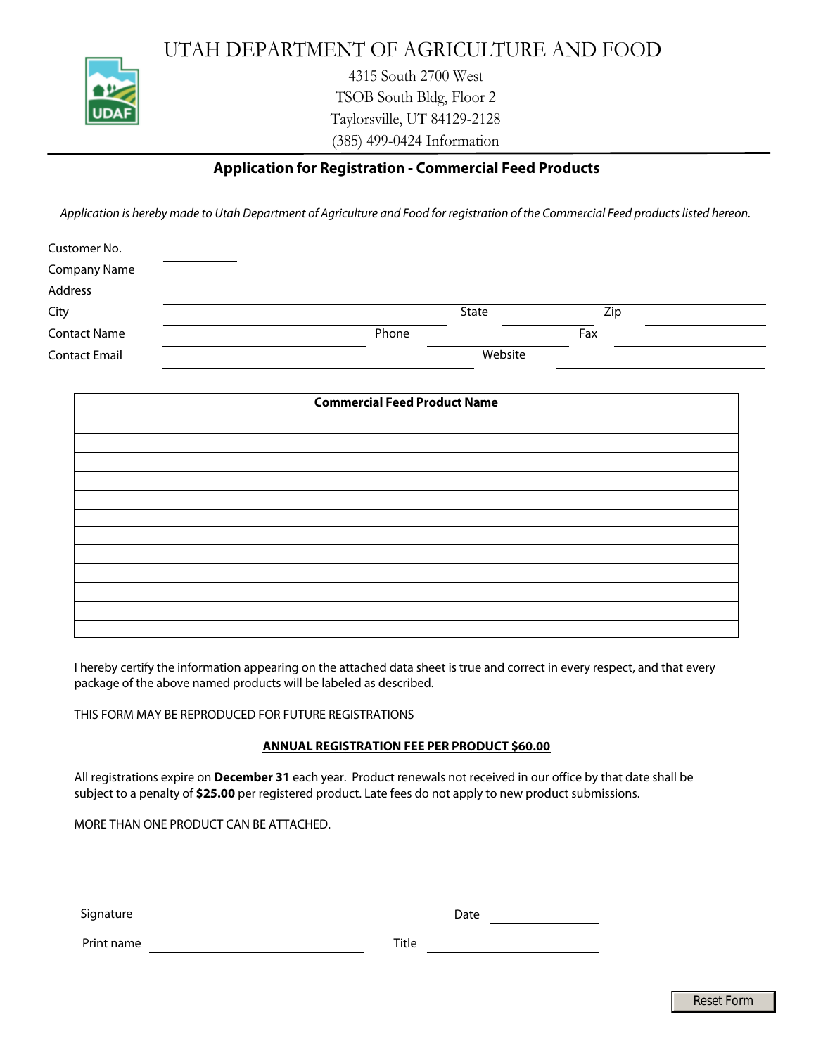# UTAH DEPARTMENT OF AGRICULTURE AND FOOD

4315 South 2700 West
TSOB South Bldg, Floor 2
Taylorsville, UT 84129-2128
(385) 499-0424 Information

## Application for Registration - Commercial Feed Products

*Application is hereby made to Utah Department of Agriculture and Food for registration of the Commercial Feed products listed hereon.*

Customer No. ____________

Company Name ____________

Address ____________

City ____________ State ____________ Zip ____________

Contact Name ____________ Phone ____________ Fax ____________

Contact Email ____________ Website ____________

| Commercial Feed Product Name |
|---|
| |
| |
| |
| |
| |
| |
| |
| |
| |
| |
| |
| |

I hereby certify the information appearing on the attached data sheet is true and correct in every respect, and that every package of the above named products will be labeled as described.

THIS FORM MAY BE REPRODUCED FOR FUTURE REGISTRATIONS

**ANNUAL REGISTRATION FEE PER PRODUCT $60.00**

All registrations expire on **December 31** each year. Product renewals not received in our office by that date shall be subject to a penalty of **$25.00** per registered product. Late fees do not apply to new product submissions.

MORE THAN ONE PRODUCT CAN BE ATTACHED.

Signature ____________ Date ____________

Print name ____________ Title ____________

Reset Form